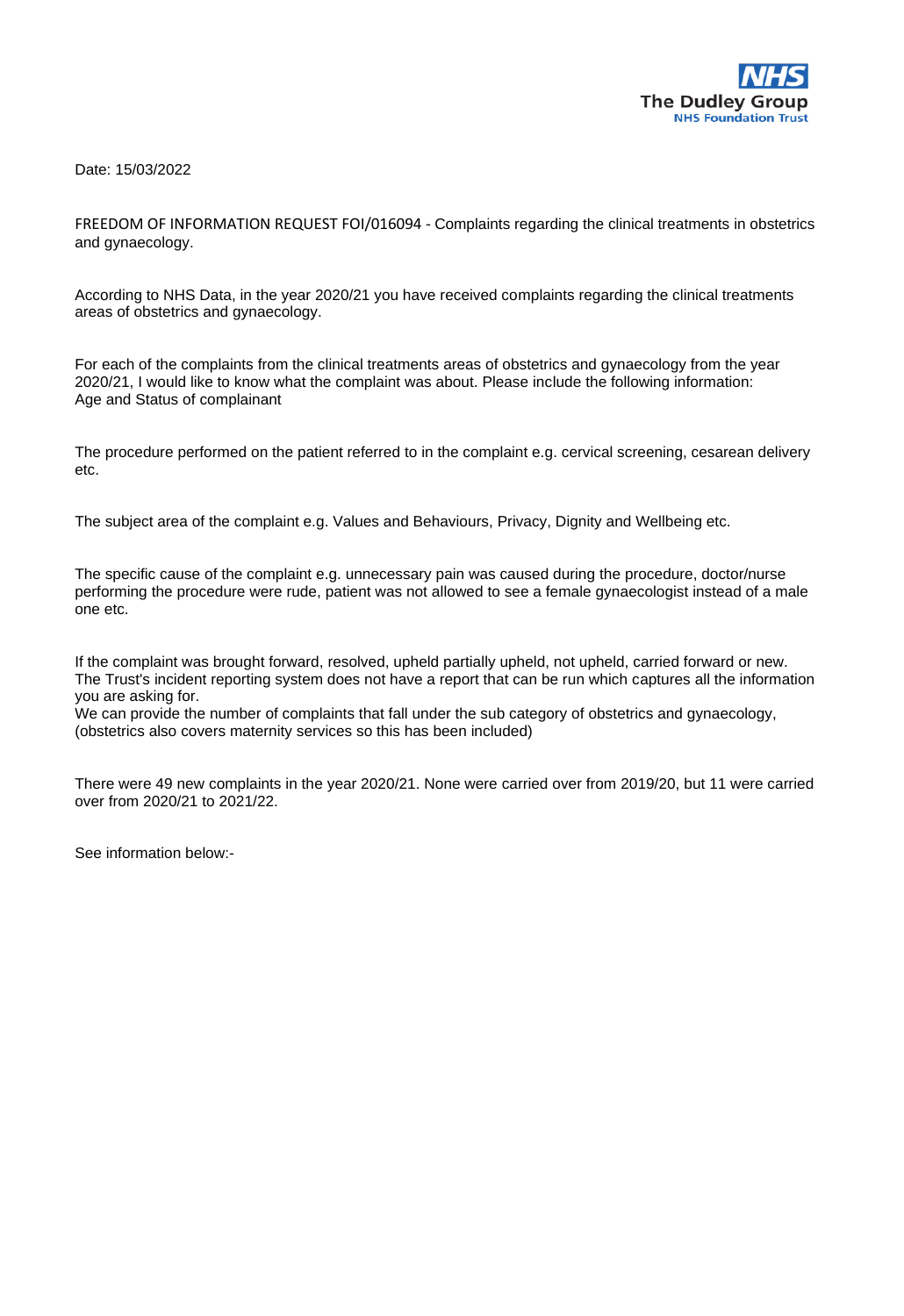NHS
The Dudley Group
NHS Foundation Trust

Date: 15/03/2022

FREEDOM OF INFORMATION REQUEST FOI/016094 - Complaints regarding the clinical treatments in obstetrics and gynaecology.

According to NHS Data, in the year 2020/21 you have received complaints regarding the clinical treatments areas of obstetrics and gynaecology.

For each of the complaints from the clinical treatments areas of obstetrics and gynaecology from the year 2020/21, I would like to know what the complaint was about. Please include the following information:
Age and Status of complainant

The procedure performed on the patient referred to in the complaint e.g. cervical screening, cesarean delivery etc.

The subject area of the complaint e.g. Values and Behaviours, Privacy, Dignity and Wellbeing etc.

The specific cause of the complaint e.g. unnecessary pain was caused during the procedure, doctor/nurse performing the procedure were rude, patient was not allowed to see a female gynaecologist instead of a male one etc.

If the complaint was brought forward, resolved, upheld partially upheld, not upheld, carried forward or new.
The Trust's incident reporting system does not have a report that can be run which captures all the information you are asking for.
We can provide the number of complaints that fall under the sub category of obstetrics and gynaecology, (obstetrics also covers maternity services so this has been included)

There were 49 new complaints in the year 2020/21. None were carried over from 2019/20, but 11 were carried over from 2020/21 to 2021/22.

See information below:-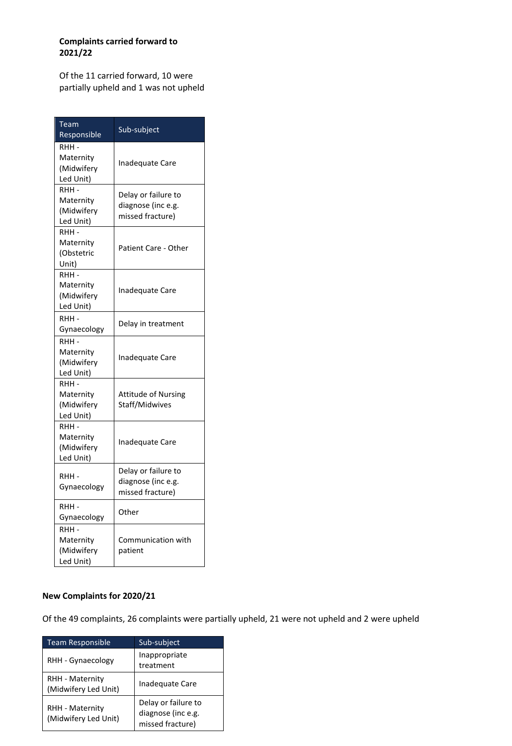**Complaints carried forward to 2021/22**

Of the 11 carried forward, 10 were partially upheld and 1 was not upheld

| Team Responsible | Sub-subject |
|---|---|
| RHH - Maternity (Midwifery Led Unit) | Inadequate Care |
| RHH - Maternity (Midwifery Led Unit) | Delay or failure to diagnose (inc e.g. missed fracture) |
| RHH - Maternity (Obstetric Unit) | Patient Care - Other |
| RHH - Maternity (Midwifery Led Unit) | Inadequate Care |
| RHH - Gynaecology | Delay in treatment |
| RHH - Maternity (Midwifery Led Unit) | Inadequate Care |
| RHH - Maternity (Midwifery Led Unit) | Attitude of Nursing Staff/Midwives |
| RHH - Maternity (Midwifery Led Unit) | Inadequate Care |
| RHH - Gynaecology | Delay or failure to diagnose (inc e.g. missed fracture) |
| RHH - Gynaecology | Other |
| RHH - Maternity (Midwifery Led Unit) | Communication with patient |

**New Complaints for 2020/21**

Of the 49 complaints, 26 complaints were partially upheld, 21 were not upheld and 2 were upheld

| Team Responsible | Sub-subject |
|---|---|
| RHH - Gynaecology | Inappropriate treatment |
| RHH - Maternity (Midwifery Led Unit) | Inadequate Care |
| RHH - Maternity (Midwifery Led Unit) | Delay or failure to diagnose (inc e.g. missed fracture) |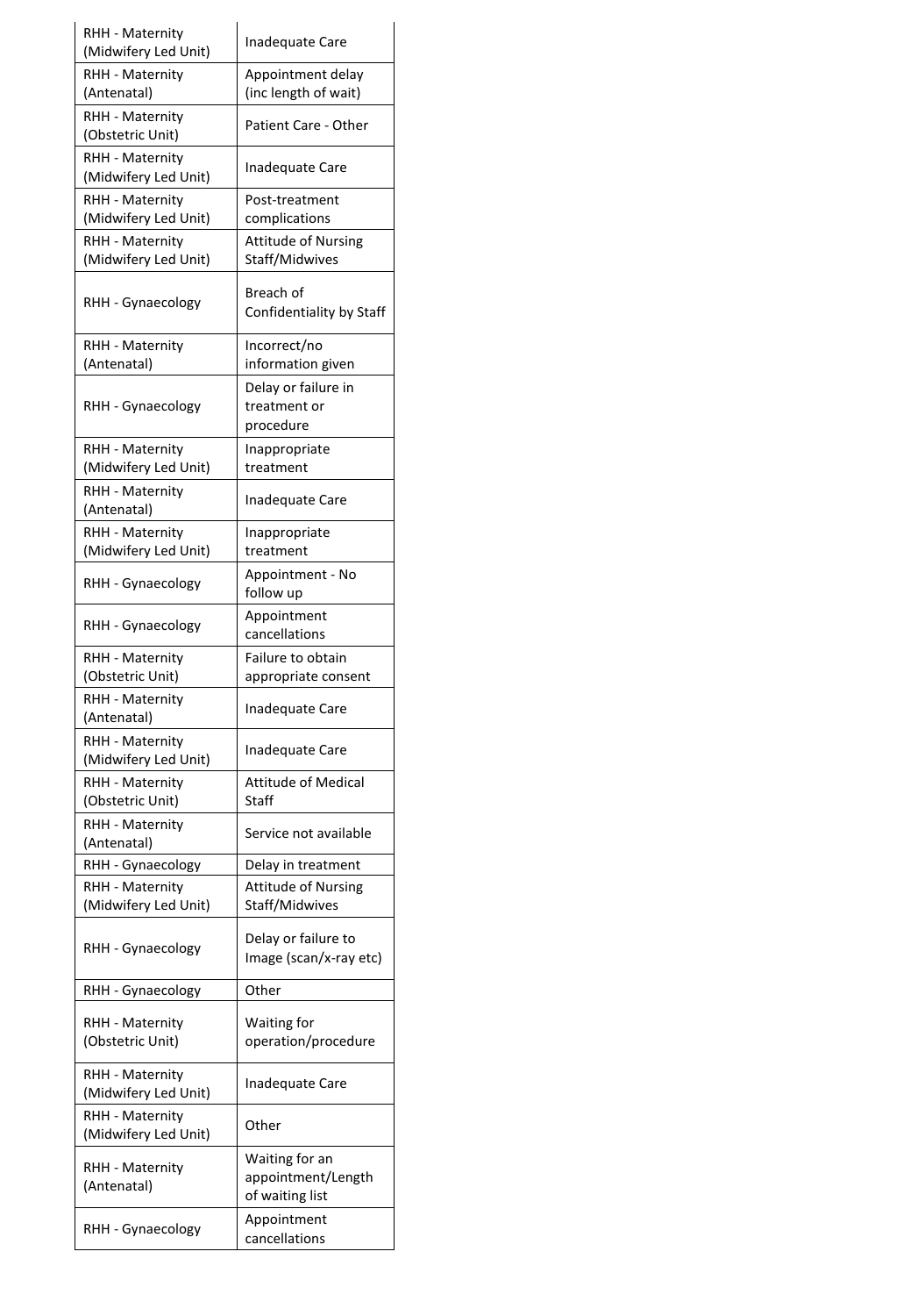| | |
|---|---|
| RHH - Maternity (Midwifery Led Unit) | Inadequate Care |
| RHH - Maternity (Antenatal) | Appointment delay (inc length of wait) |
| RHH - Maternity (Obstetric Unit) | Patient Care - Other |
| RHH - Maternity (Midwifery Led Unit) | Inadequate Care |
| RHH - Maternity (Midwifery Led Unit) | Post-treatment complications |
| RHH - Maternity (Midwifery Led Unit) | Attitude of Nursing Staff/Midwives |
| RHH - Gynaecology | Breach of Confidentiality by Staff |
| RHH - Maternity (Antenatal) | Incorrect/no information given |
| RHH - Gynaecology | Delay or failure in treatment or procedure |
| RHH - Maternity (Midwifery Led Unit) | Inappropriate treatment |
| RHH - Maternity (Antenatal) | Inadequate Care |
| RHH - Maternity (Midwifery Led Unit) | Inappropriate treatment |
| RHH - Gynaecology | Appointment - No follow up |
| RHH - Gynaecology | Appointment cancellations |
| RHH - Maternity (Obstetric Unit) | Failure to obtain appropriate consent |
| RHH - Maternity (Antenatal) | Inadequate Care |
| RHH - Maternity (Midwifery Led Unit) | Inadequate Care |
| RHH - Maternity (Obstetric Unit) | Attitude of Medical Staff |
| RHH - Maternity (Antenatal) | Service not available |
| RHH - Gynaecology | Delay in treatment |
| RHH - Maternity (Midwifery Led Unit) | Attitude of Nursing Staff/Midwives |
| RHH - Gynaecology | Delay or failure to Image (scan/x-ray etc) |
| RHH - Gynaecology | Other |
| RHH - Maternity (Obstetric Unit) | Waiting for operation/procedure |
| RHH - Maternity (Midwifery Led Unit) | Inadequate Care |
| RHH - Maternity (Midwifery Led Unit) | Other |
| RHH - Maternity (Antenatal) | Waiting for an appointment/Length of waiting list |
| RHH - Gynaecology | Appointment cancellations |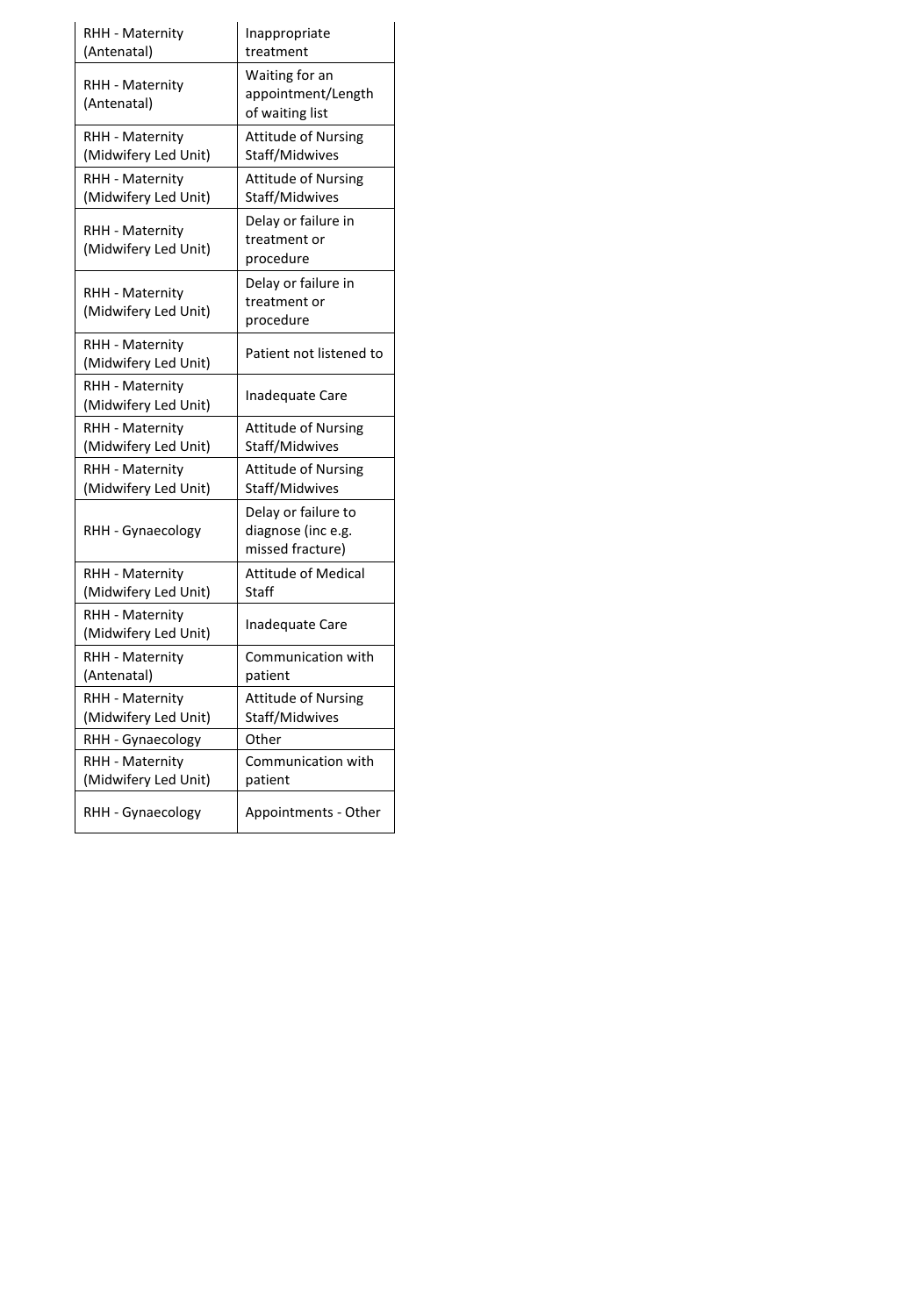| | |
|---|---|
| RHH - Maternity (Antenatal) | Inappropriate treatment |
| RHH - Maternity (Antenatal) | Waiting for an appointment/Length of waiting list |
| RHH - Maternity (Midwifery Led Unit) | Attitude of Nursing Staff/Midwives |
| RHH - Maternity (Midwifery Led Unit) | Attitude of Nursing Staff/Midwives |
| RHH - Maternity (Midwifery Led Unit) | Delay or failure in treatment or procedure |
| RHH - Maternity (Midwifery Led Unit) | Delay or failure in treatment or procedure |
| RHH - Maternity (Midwifery Led Unit) | Patient not listened to |
| RHH - Maternity (Midwifery Led Unit) | Inadequate Care |
| RHH - Maternity (Midwifery Led Unit) | Attitude of Nursing Staff/Midwives |
| RHH - Maternity (Midwifery Led Unit) | Attitude of Nursing Staff/Midwives |
| RHH - Gynaecology | Delay or failure to diagnose (inc e.g. missed fracture) |
| RHH - Maternity (Midwifery Led Unit) | Attitude of Medical Staff |
| RHH - Maternity (Midwifery Led Unit) | Inadequate Care |
| RHH - Maternity (Antenatal) | Communication with patient |
| RHH - Maternity (Midwifery Led Unit) | Attitude of Nursing Staff/Midwives |
| RHH - Gynaecology | Other |
| RHH - Maternity (Midwifery Led Unit) | Communication with patient |
| RHH - Gynaecology | Appointments - Other |